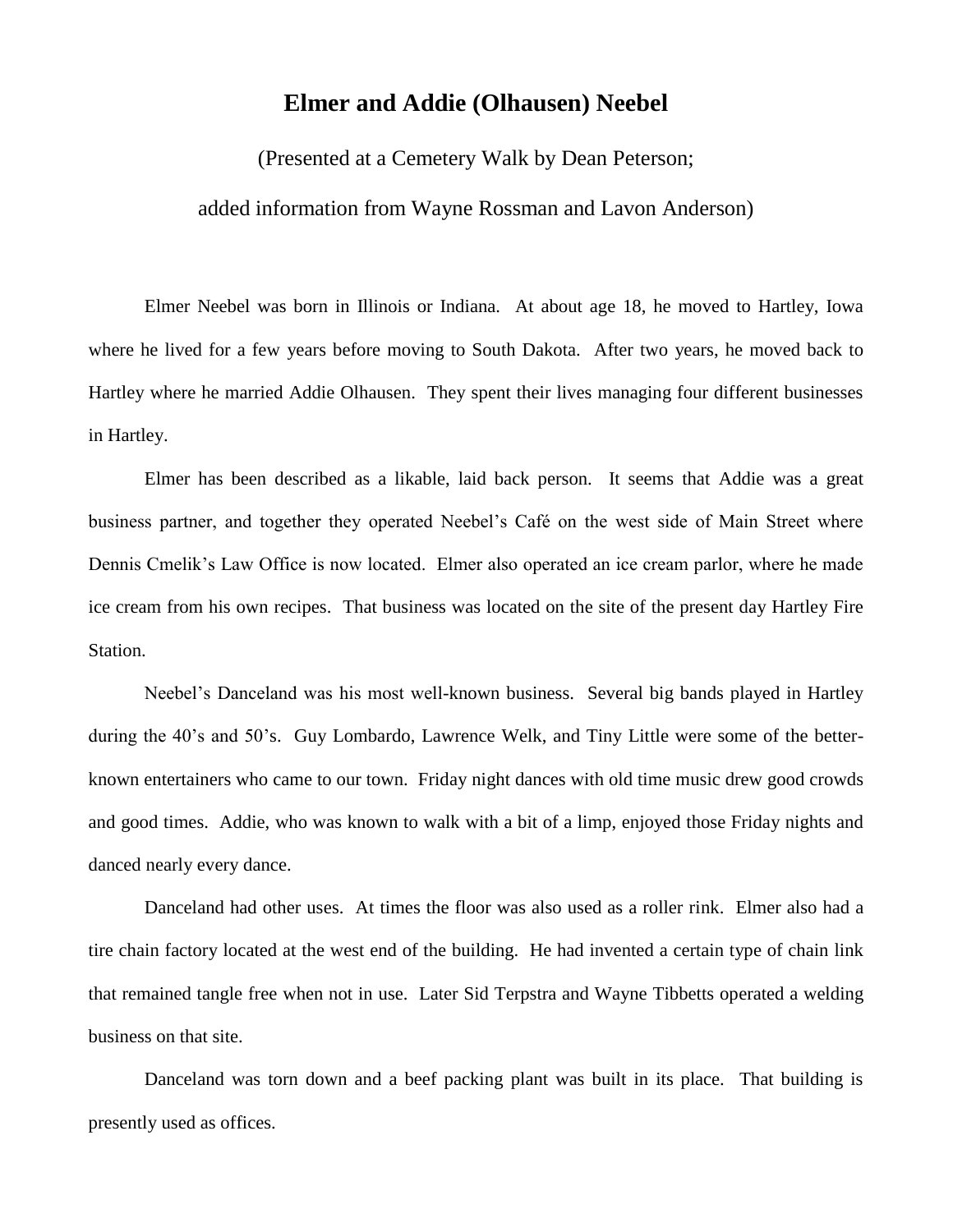# Elmer and Addie (Olhausen) Neebel

(Presented at a Cemetery Walk by Dean Peterson;

added information from Wayne Rossman and Lavon Anderson)

Elmer Neebel was born in Illinois or Indiana. At about age 18, he moved to Hartley, Iowa where he lived for a few years before moving to South Dakota. After two years, he moved back to Hartley where he married Addie Olhausen. They spent their lives managing four different businesses in Hartley.

Elmer has been described as a likable, laid back person. It seems that Addie was a great business partner, and together they operated Neebel's Café on the west side of Main Street where Dennis Cmelik's Law Office is now located. Elmer also operated an ice cream parlor, where he made ice cream from his own recipes. That business was located on the site of the present day Hartley Fire Station.

Neebel's Danceland was his most well-known business. Several big bands played in Hartley during the 40's and 50's. Guy Lombardo, Lawrence Welk, and Tiny Little were some of the better-known entertainers who came to our town. Friday night dances with old time music drew good crowds and good times. Addie, who was known to walk with a bit of a limp, enjoyed those Friday nights and danced nearly every dance.

Danceland had other uses. At times the floor was also used as a roller rink. Elmer also had a tire chain factory located at the west end of the building. He had invented a certain type of chain link that remained tangle free when not in use. Later Sid Terpstra and Wayne Tibbetts operated a welding business on that site.

Danceland was torn down and a beef packing plant was built in its place. That building is presently used as offices.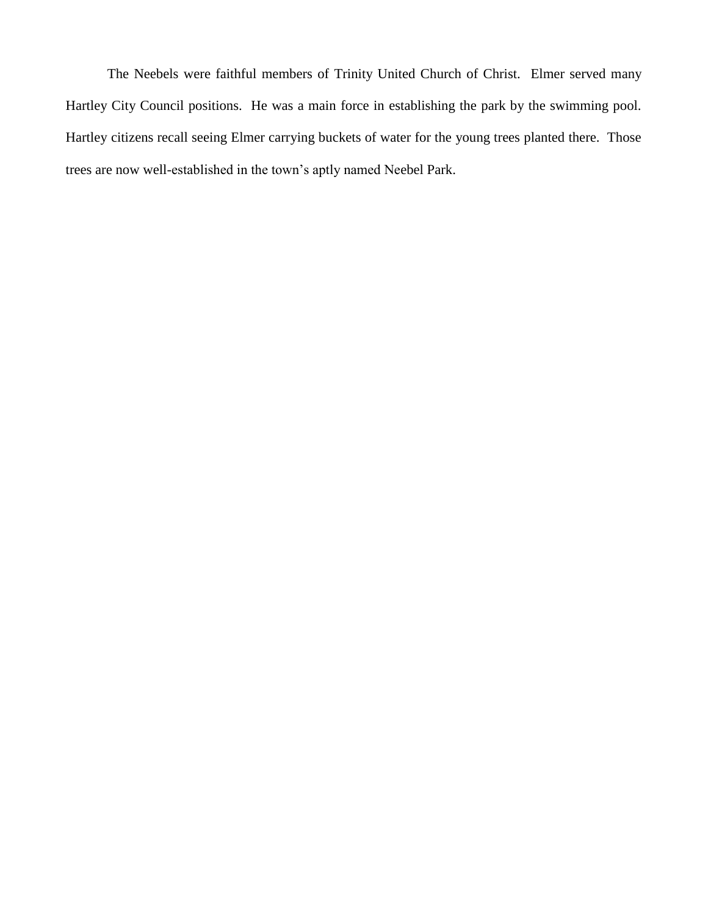The Neebels were faithful members of Trinity United Church of Christ. Elmer served many Hartley City Council positions. He was a main force in establishing the park by the swimming pool. Hartley citizens recall seeing Elmer carrying buckets of water for the young trees planted there. Those trees are now well-established in the town's aptly named Neebel Park.